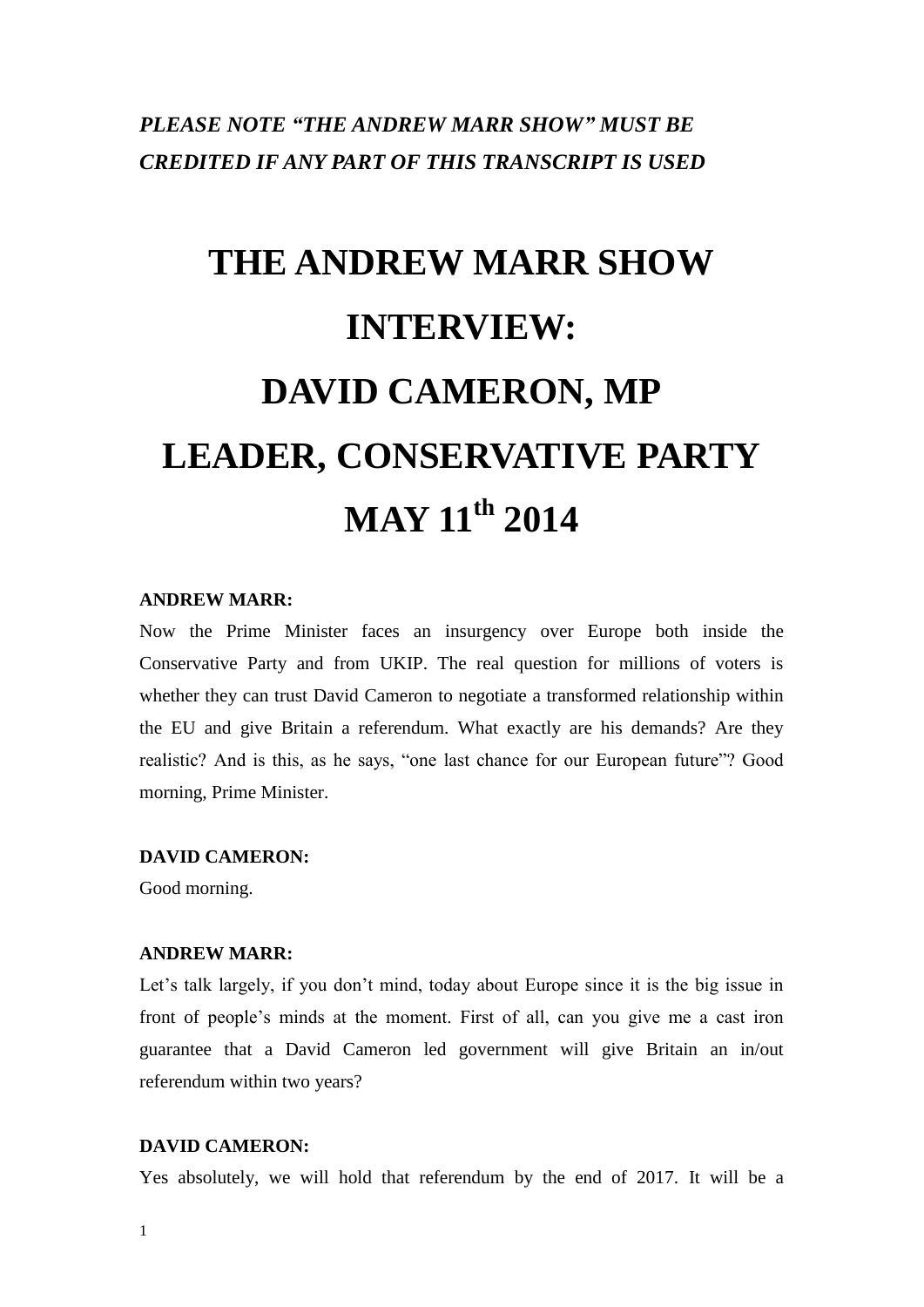***PLEASE NOTE "THE ANDREW MARR SHOW" MUST BE CREDITED IF ANY PART OF THIS TRANSCRIPT IS USED***

# THE ANDREW MARR SHOW INTERVIEW: DAVID CAMERON, MP LEADER, CONSERVATIVE PARTY MAY 11th 2014

**ANDREW MARR:**

Now the Prime Minister faces an insurgency over Europe both inside the Conservative Party and from UKIP. The real question for millions of voters is whether they can trust David Cameron to negotiate a transformed relationship within the EU and give Britain a referendum. What exactly are his demands? Are they realistic? And is this, as he says, "one last chance for our European future"? Good morning, Prime Minister.

**DAVID CAMERON:**

Good morning.

**ANDREW MARR:**

Let's talk largely, if you don't mind, today about Europe since it is the big issue in front of people's minds at the moment. First of all, can you give me a cast iron guarantee that a David Cameron led government will give Britain an in/out referendum within two years?

**DAVID CAMERON:**

Yes absolutely, we will hold that referendum by the end of 2017. It will be a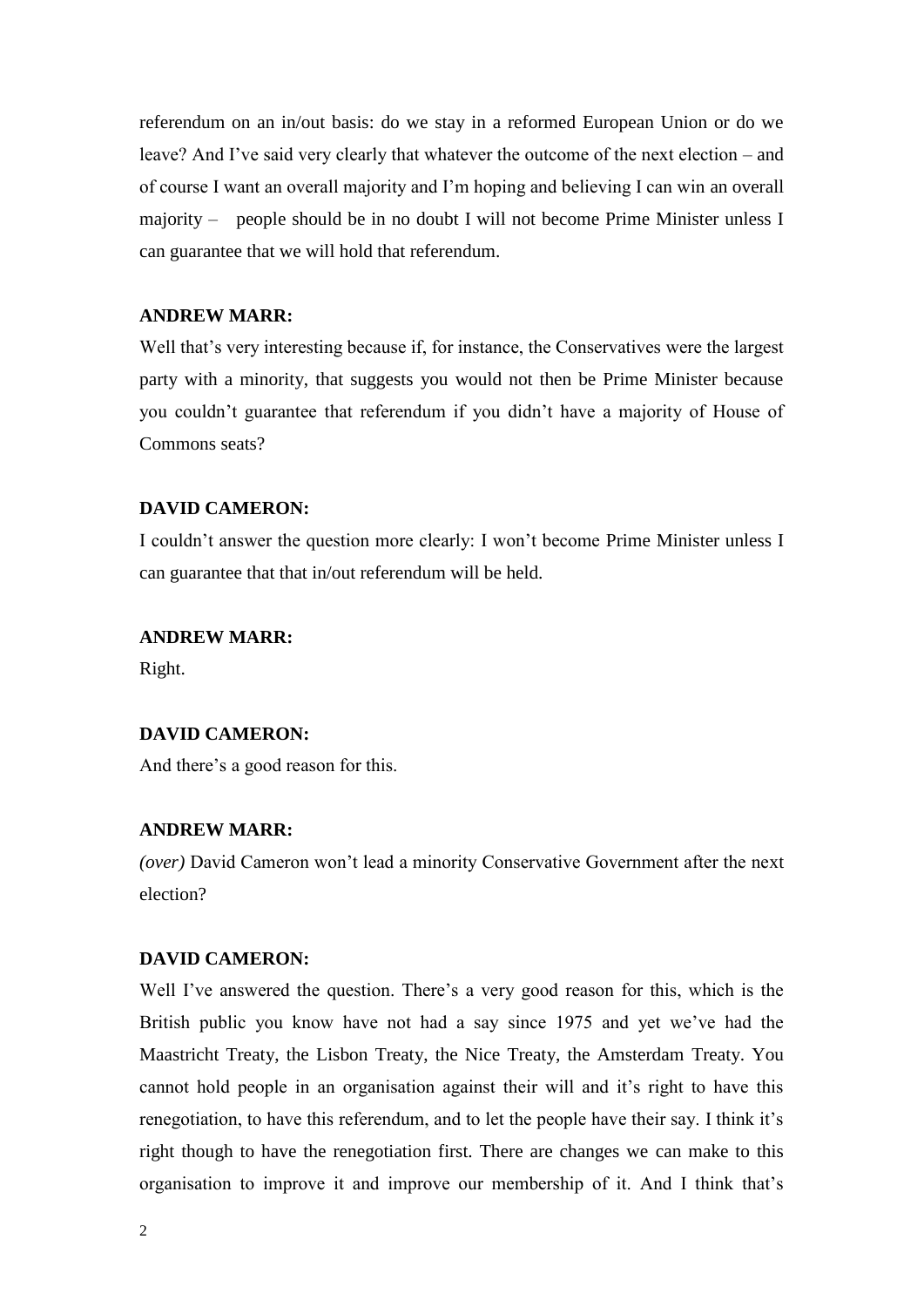referendum on an in/out basis: do we stay in a reformed European Union or do we leave? And I've said very clearly that whatever the outcome of the next election – and of course I want an overall majority and I'm hoping and believing I can win an overall majority – people should be in no doubt I will not become Prime Minister unless I can guarantee that we will hold that referendum.

**ANDREW MARR:**

Well that's very interesting because if, for instance, the Conservatives were the largest party with a minority, that suggests you would not then be Prime Minister because you couldn't guarantee that referendum if you didn't have a majority of House of Commons seats?

**DAVID CAMERON:**

I couldn't answer the question more clearly: I won't become Prime Minister unless I can guarantee that that in/out referendum will be held.

**ANDREW MARR:**

Right.

**DAVID CAMERON:**

And there's a good reason for this.

**ANDREW MARR:**

*(over)* David Cameron won't lead a minority Conservative Government after the next election?

**DAVID CAMERON:**

Well I've answered the question. There's a very good reason for this, which is the British public you know have not had a say since 1975 and yet we've had the Maastricht Treaty, the Lisbon Treaty, the Nice Treaty, the Amsterdam Treaty. You cannot hold people in an organisation against their will and it's right to have this renegotiation, to have this referendum, and to let the people have their say. I think it's right though to have the renegotiation first. There are changes we can make to this organisation to improve it and improve our membership of it. And I think that's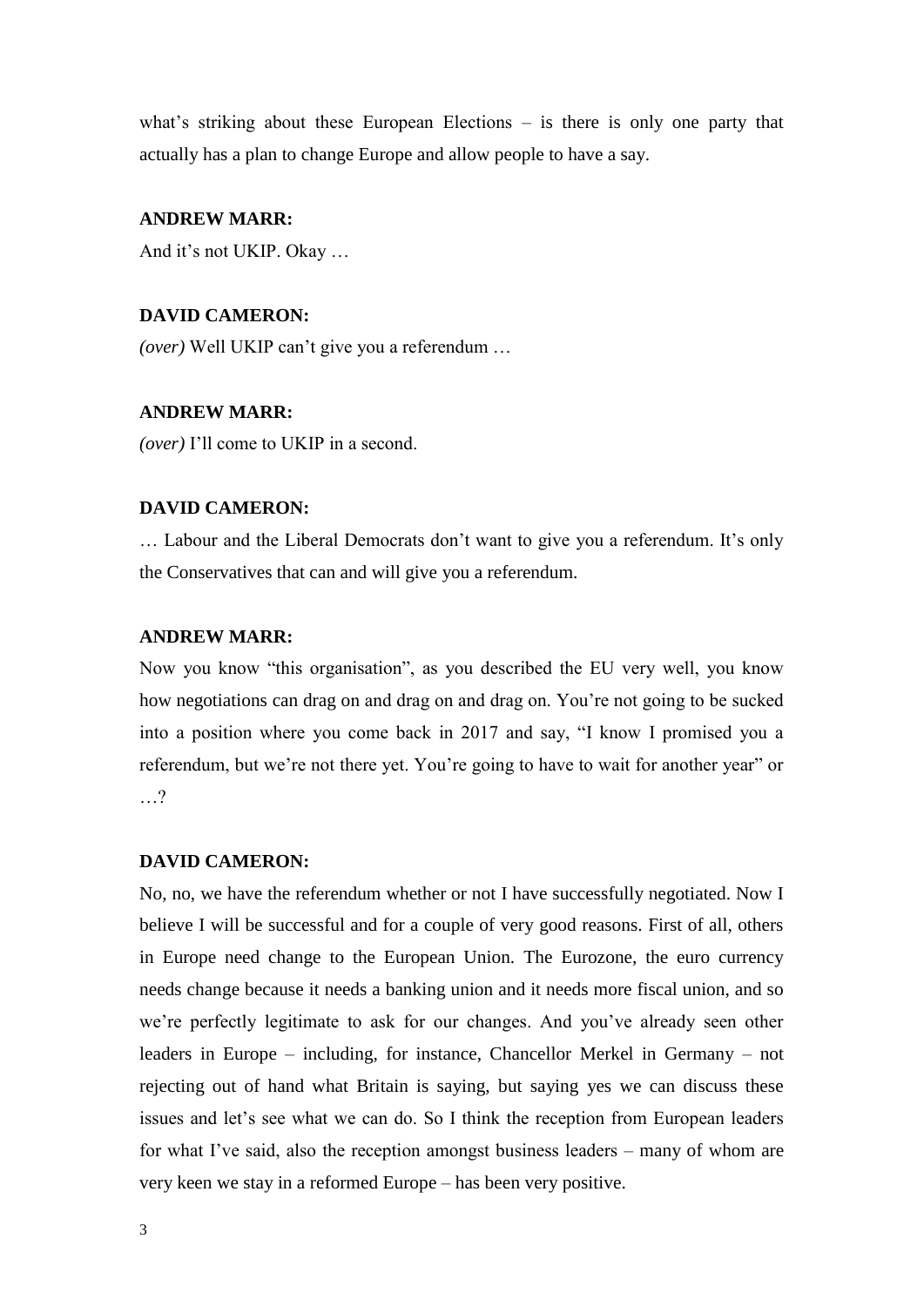what's striking about these European Elections – is there is only one party that actually has a plan to change Europe and allow people to have a say.

**ANDREW MARR:**

And it's not UKIP. Okay …

**DAVID CAMERON:**

*(over)* Well UKIP can't give you a referendum …

**ANDREW MARR:**

*(over)* I'll come to UKIP in a second.

**DAVID CAMERON:**

… Labour and the Liberal Democrats don't want to give you a referendum. It's only the Conservatives that can and will give you a referendum.

**ANDREW MARR:**

Now you know "this organisation", as you described the EU very well, you know how negotiations can drag on and drag on and drag on. You're not going to be sucked into a position where you come back in 2017 and say, "I know I promised you a referendum, but we're not there yet. You're going to have to wait for another year" or …?

**DAVID CAMERON:**

No, no, we have the referendum whether or not I have successfully negotiated. Now I believe I will be successful and for a couple of very good reasons. First of all, others in Europe need change to the European Union. The Eurozone, the euro currency needs change because it needs a banking union and it needs more fiscal union, and so we're perfectly legitimate to ask for our changes. And you've already seen other leaders in Europe – including, for instance, Chancellor Merkel in Germany – not rejecting out of hand what Britain is saying, but saying yes we can discuss these issues and let's see what we can do. So I think the reception from European leaders for what I've said, also the reception amongst business leaders – many of whom are very keen we stay in a reformed Europe – has been very positive.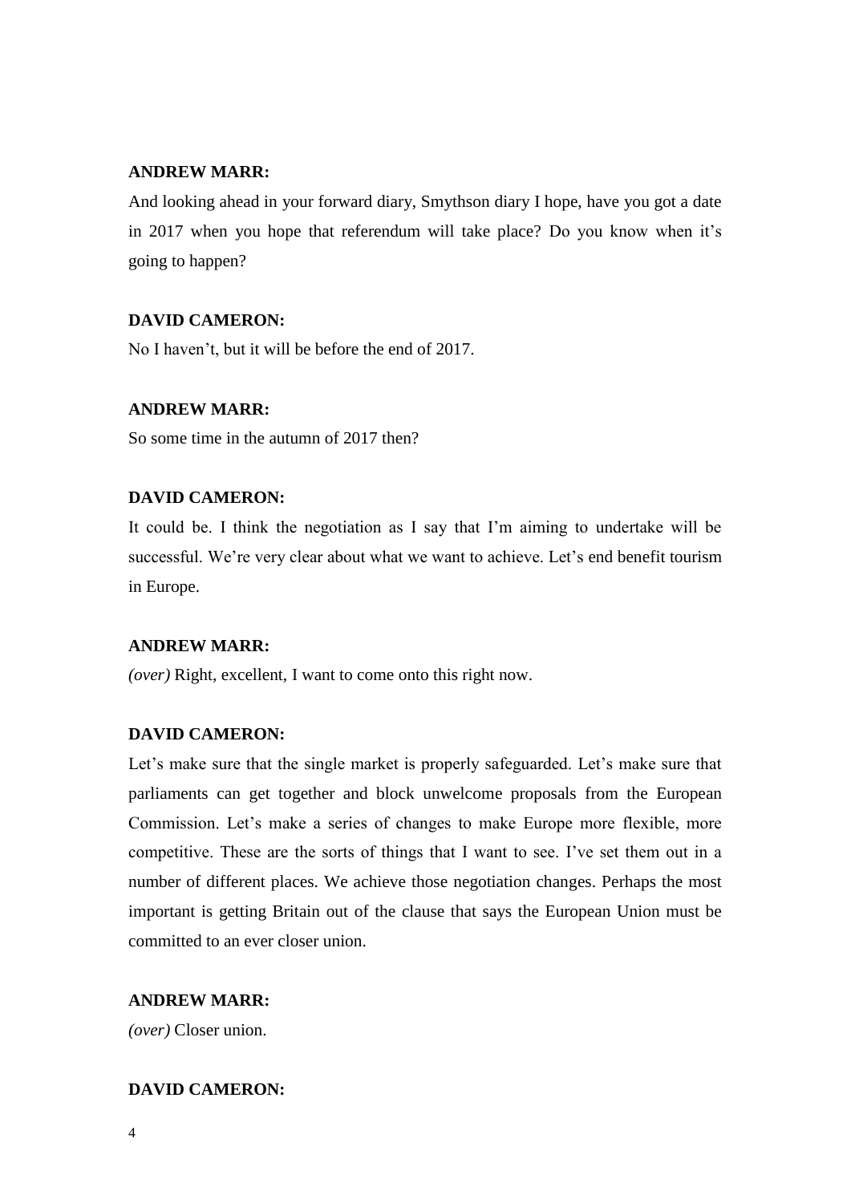**ANDREW MARR:**

And looking ahead in your forward diary, Smythson diary I hope, have you got a date in 2017 when you hope that referendum will take place? Do you know when it's going to happen?

**DAVID CAMERON:**

No I haven't, but it will be before the end of 2017.

**ANDREW MARR:**

So some time in the autumn of 2017 then?

**DAVID CAMERON:**

It could be. I think the negotiation as I say that I'm aiming to undertake will be successful. We're very clear about what we want to achieve. Let's end benefit tourism in Europe.

**ANDREW MARR:**

*(over)* Right, excellent, I want to come onto this right now.

**DAVID CAMERON:**

Let's make sure that the single market is properly safeguarded. Let's make sure that parliaments can get together and block unwelcome proposals from the European Commission. Let's make a series of changes to make Europe more flexible, more competitive. These are the sorts of things that I want to see. I've set them out in a number of different places. We achieve those negotiation changes. Perhaps the most important is getting Britain out of the clause that says the European Union must be committed to an ever closer union.

**ANDREW MARR:**

*(over)* Closer union.

**DAVID CAMERON:**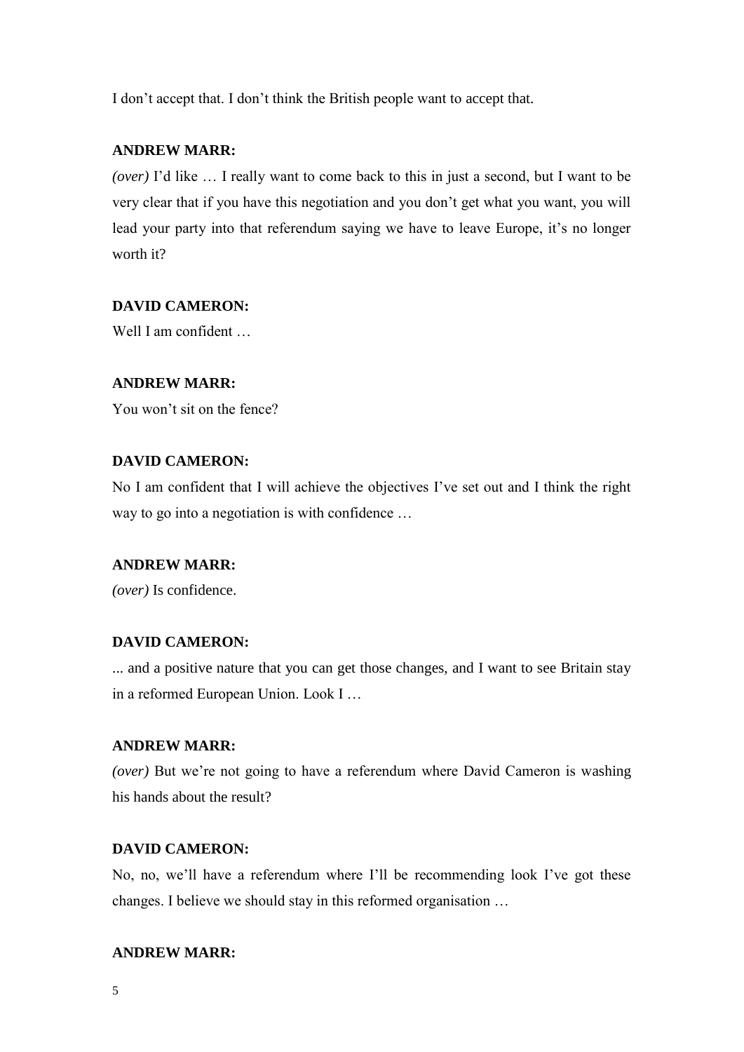I don't accept that. I don't think the British people want to accept that.

**ANDREW MARR:**

*(over)* I'd like … I really want to come back to this in just a second, but I want to be very clear that if you have this negotiation and you don't get what you want, you will lead your party into that referendum saying we have to leave Europe, it's no longer worth it?

**DAVID CAMERON:**

Well I am confident …

**ANDREW MARR:**

You won't sit on the fence?

**DAVID CAMERON:**

No I am confident that I will achieve the objectives I've set out and I think the right way to go into a negotiation is with confidence …

**ANDREW MARR:**

*(over)* Is confidence.

**DAVID CAMERON:**

... and a positive nature that you can get those changes, and I want to see Britain stay in a reformed European Union. Look I …

**ANDREW MARR:**

*(over)* But we're not going to have a referendum where David Cameron is washing his hands about the result?

**DAVID CAMERON:**

No, no, we'll have a referendum where I'll be recommending look I've got these changes. I believe we should stay in this reformed organisation …

**ANDREW MARR:**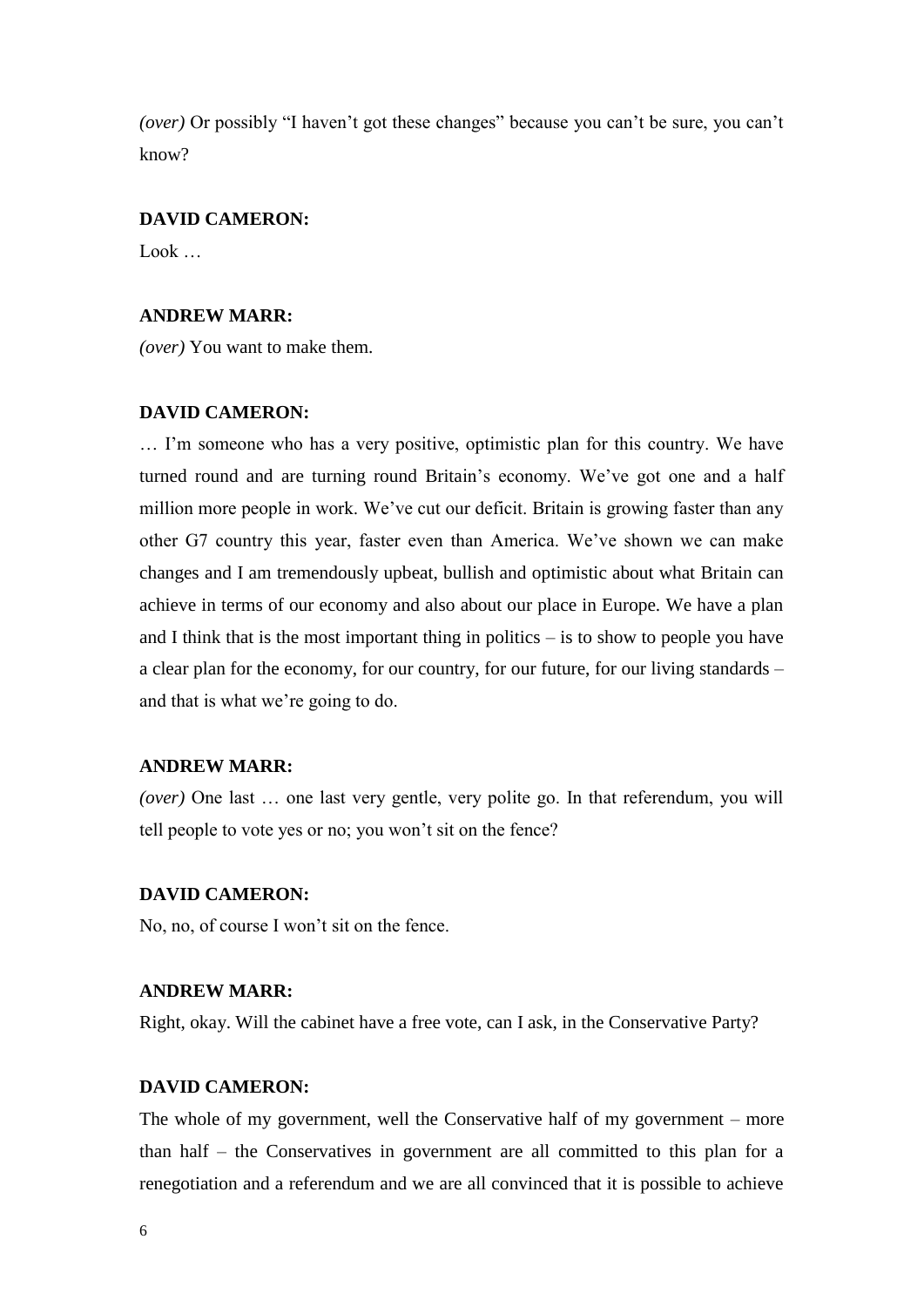*(over)* Or possibly "I haven't got these changes" because you can't be sure, you can't know?

**DAVID CAMERON:**

Look …

**ANDREW MARR:**

*(over)* You want to make them.

**DAVID CAMERON:**

… I'm someone who has a very positive, optimistic plan for this country. We have turned round and are turning round Britain's economy. We've got one and a half million more people in work. We've cut our deficit. Britain is growing faster than any other G7 country this year, faster even than America. We've shown we can make changes and I am tremendously upbeat, bullish and optimistic about what Britain can achieve in terms of our economy and also about our place in Europe. We have a plan and I think that is the most important thing in politics – is to show to people you have a clear plan for the economy, for our country, for our future, for our living standards – and that is what we're going to do.

**ANDREW MARR:**

*(over)* One last … one last very gentle, very polite go. In that referendum, you will tell people to vote yes or no; you won't sit on the fence?

**DAVID CAMERON:**

No, no, of course I won't sit on the fence.

**ANDREW MARR:**

Right, okay. Will the cabinet have a free vote, can I ask, in the Conservative Party?

**DAVID CAMERON:**

The whole of my government, well the Conservative half of my government – more than half – the Conservatives in government are all committed to this plan for a renegotiation and a referendum and we are all convinced that it is possible to achieve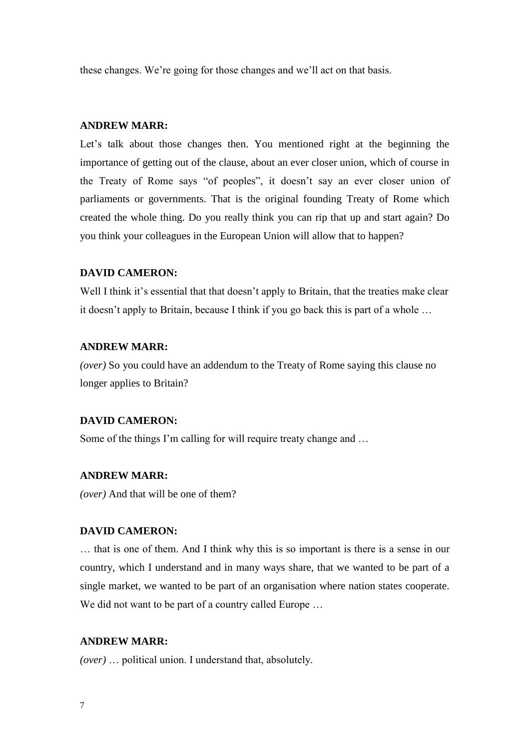these changes. We're going for those changes and we'll act on that basis.

**ANDREW MARR:**

Let's talk about those changes then. You mentioned right at the beginning the importance of getting out of the clause, about an ever closer union, which of course in the Treaty of Rome says "of peoples", it doesn't say an ever closer union of parliaments or governments. That is the original founding Treaty of Rome which created the whole thing. Do you really think you can rip that up and start again? Do you think your colleagues in the European Union will allow that to happen?

**DAVID CAMERON:**

Well I think it's essential that that doesn't apply to Britain, that the treaties make clear it doesn't apply to Britain, because I think if you go back this is part of a whole …

**ANDREW MARR:**

*(over)* So you could have an addendum to the Treaty of Rome saying this clause no longer applies to Britain?

**DAVID CAMERON:**

Some of the things I'm calling for will require treaty change and …

**ANDREW MARR:**

*(over)* And that will be one of them?

**DAVID CAMERON:**

… that is one of them. And I think why this is so important is there is a sense in our country, which I understand and in many ways share, that we wanted to be part of a single market, we wanted to be part of an organisation where nation states cooperate. We did not want to be part of a country called Europe …

**ANDREW MARR:**

*(over)* … political union. I understand that, absolutely.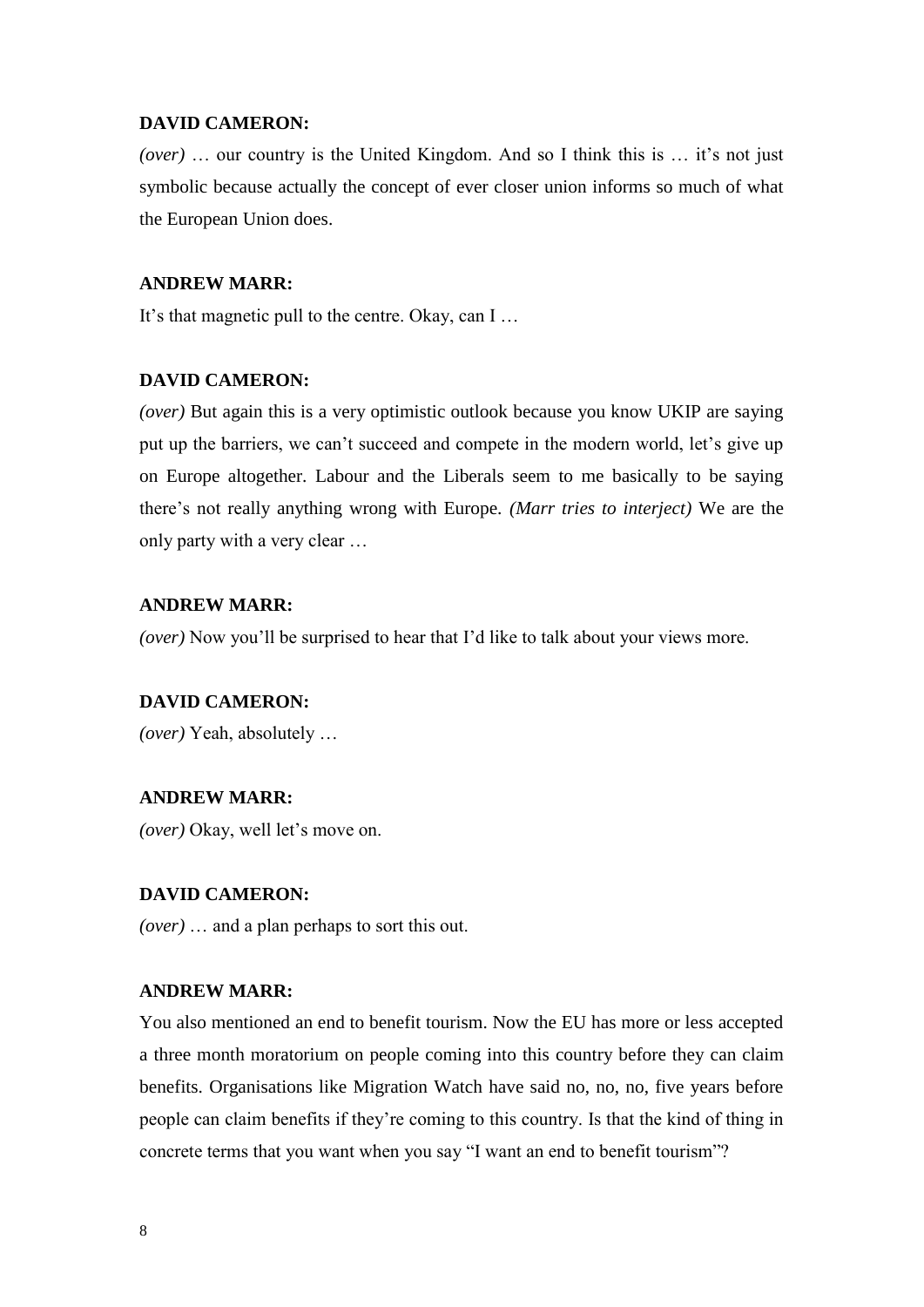**DAVID CAMERON:**

*(over)* … our country is the United Kingdom. And so I think this is … it's not just symbolic because actually the concept of ever closer union informs so much of what the European Union does.

**ANDREW MARR:**

It's that magnetic pull to the centre. Okay, can I …

**DAVID CAMERON:**

*(over)* But again this is a very optimistic outlook because you know UKIP are saying put up the barriers, we can't succeed and compete in the modern world, let's give up on Europe altogether. Labour and the Liberals seem to me basically to be saying there's not really anything wrong with Europe. *(Marr tries to interject)* We are the only party with a very clear …

**ANDREW MARR:**

*(over)* Now you'll be surprised to hear that I'd like to talk about your views more.

**DAVID CAMERON:**

*(over)* Yeah, absolutely …

**ANDREW MARR:**

*(over)* Okay, well let's move on.

**DAVID CAMERON:**

*(over)* … and a plan perhaps to sort this out.

**ANDREW MARR:**

You also mentioned an end to benefit tourism. Now the EU has more or less accepted a three month moratorium on people coming into this country before they can claim benefits. Organisations like Migration Watch have said no, no, no, five years before people can claim benefits if they're coming to this country. Is that the kind of thing in concrete terms that you want when you say "I want an end to benefit tourism"?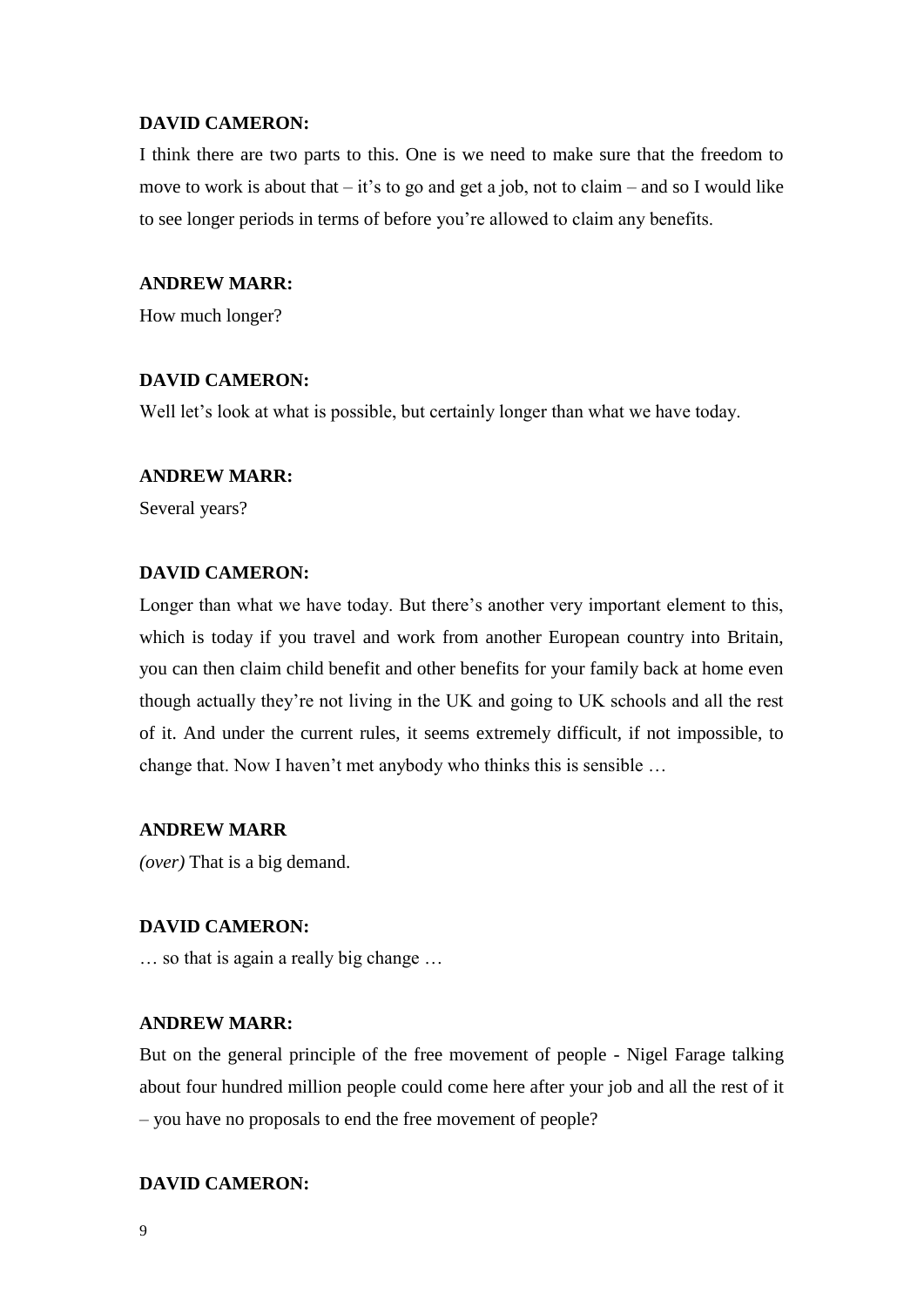**DAVID CAMERON:**

I think there are two parts to this. One is we need to make sure that the freedom to move to work is about that – it's to go and get a job, not to claim – and so I would like to see longer periods in terms of before you're allowed to claim any benefits.

**ANDREW MARR:**

How much longer?

**DAVID CAMERON:**

Well let's look at what is possible, but certainly longer than what we have today.

**ANDREW MARR:**

Several years?

**DAVID CAMERON:**

Longer than what we have today. But there's another very important element to this, which is today if you travel and work from another European country into Britain, you can then claim child benefit and other benefits for your family back at home even though actually they're not living in the UK and going to UK schools and all the rest of it. And under the current rules, it seems extremely difficult, if not impossible, to change that. Now I haven't met anybody who thinks this is sensible …

**ANDREW MARR**

*(over)* That is a big demand.

**DAVID CAMERON:**

… so that is again a really big change …

**ANDREW MARR:**

But on the general principle of the free movement of people - Nigel Farage talking about four hundred million people could come here after your job and all the rest of it – you have no proposals to end the free movement of people?

**DAVID CAMERON:**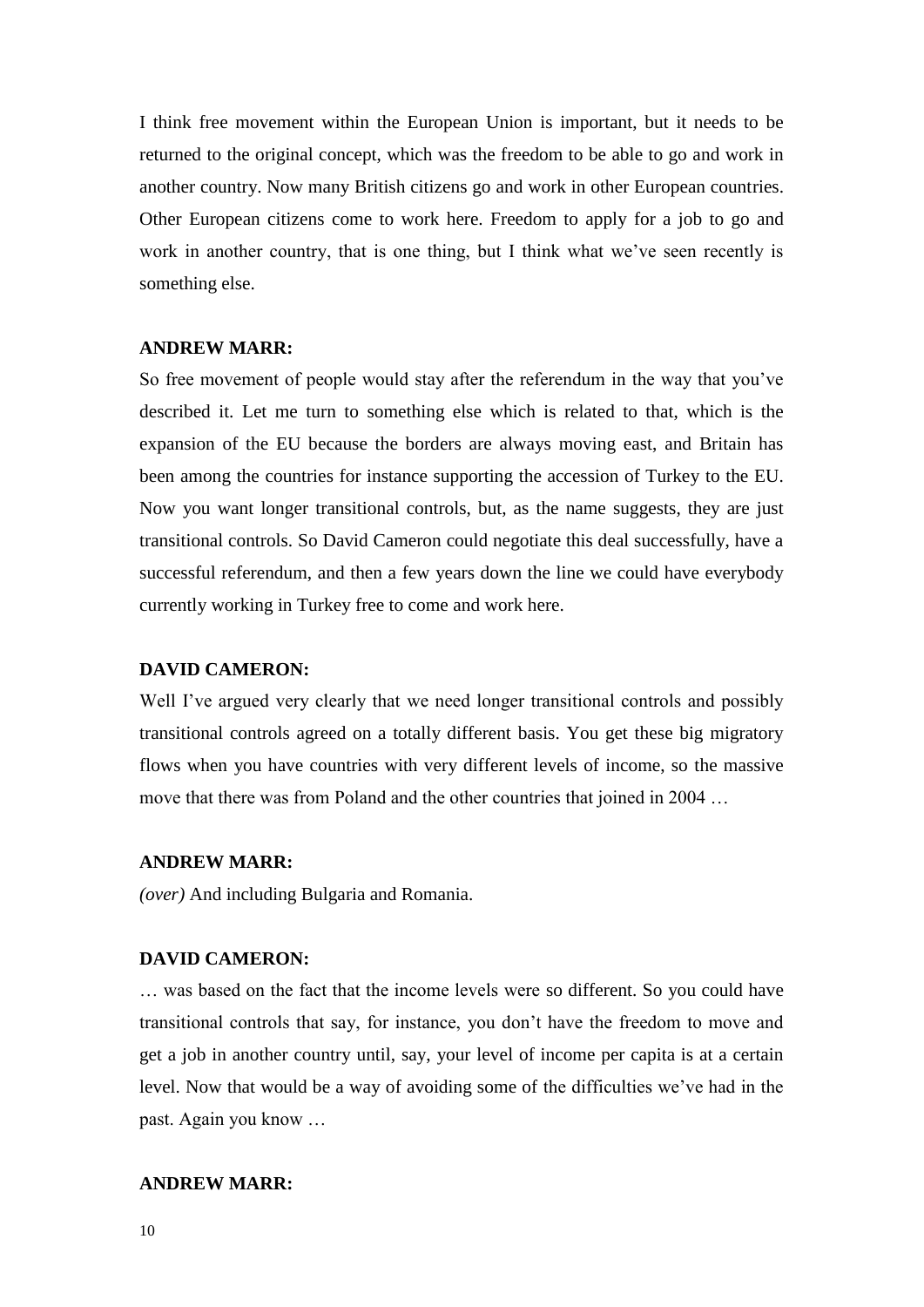I think free movement within the European Union is important, but it needs to be returned to the original concept, which was the freedom to be able to go and work in another country. Now many British citizens go and work in other European countries. Other European citizens come to work here. Freedom to apply for a job to go and work in another country, that is one thing, but I think what we've seen recently is something else.

**ANDREW MARR:**

So free movement of people would stay after the referendum in the way that you've described it. Let me turn to something else which is related to that, which is the expansion of the EU because the borders are always moving east, and Britain has been among the countries for instance supporting the accession of Turkey to the EU. Now you want longer transitional controls, but, as the name suggests, they are just transitional controls. So David Cameron could negotiate this deal successfully, have a successful referendum, and then a few years down the line we could have everybody currently working in Turkey free to come and work here.

**DAVID CAMERON:**

Well I've argued very clearly that we need longer transitional controls and possibly transitional controls agreed on a totally different basis. You get these big migratory flows when you have countries with very different levels of income, so the massive move that there was from Poland and the other countries that joined in 2004 …

**ANDREW MARR:**

*(over)* And including Bulgaria and Romania.

**DAVID CAMERON:**

… was based on the fact that the income levels were so different. So you could have transitional controls that say, for instance, you don't have the freedom to move and get a job in another country until, say, your level of income per capita is at a certain level. Now that would be a way of avoiding some of the difficulties we've had in the past. Again you know …

**ANDREW MARR:**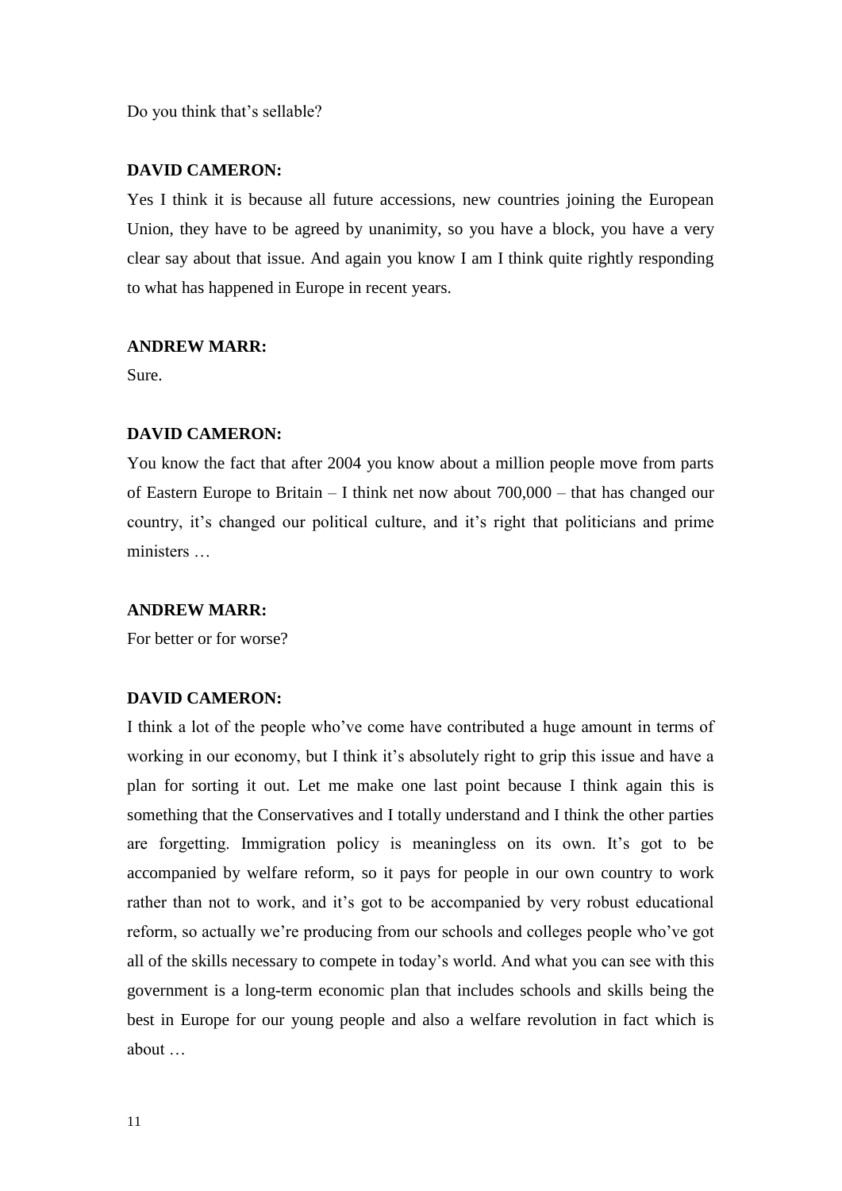Do you think that's sellable?

**DAVID CAMERON:**

Yes I think it is because all future accessions, new countries joining the European Union, they have to be agreed by unanimity, so you have a block, you have a very clear say about that issue. And again you know I am I think quite rightly responding to what has happened in Europe in recent years.

**ANDREW MARR:**

Sure.

**DAVID CAMERON:**

You know the fact that after 2004 you know about a million people move from parts of Eastern Europe to Britain – I think net now about 700,000 – that has changed our country, it's changed our political culture, and it's right that politicians and prime ministers …

**ANDREW MARR:**

For better or for worse?

**DAVID CAMERON:**

I think a lot of the people who've come have contributed a huge amount in terms of working in our economy, but I think it's absolutely right to grip this issue and have a plan for sorting it out. Let me make one last point because I think again this is something that the Conservatives and I totally understand and I think the other parties are forgetting. Immigration policy is meaningless on its own. It's got to be accompanied by welfare reform, so it pays for people in our own country to work rather than not to work, and it's got to be accompanied by very robust educational reform, so actually we're producing from our schools and colleges people who've got all of the skills necessary to compete in today's world. And what you can see with this government is a long-term economic plan that includes schools and skills being the best in Europe for our young people and also a welfare revolution in fact which is about …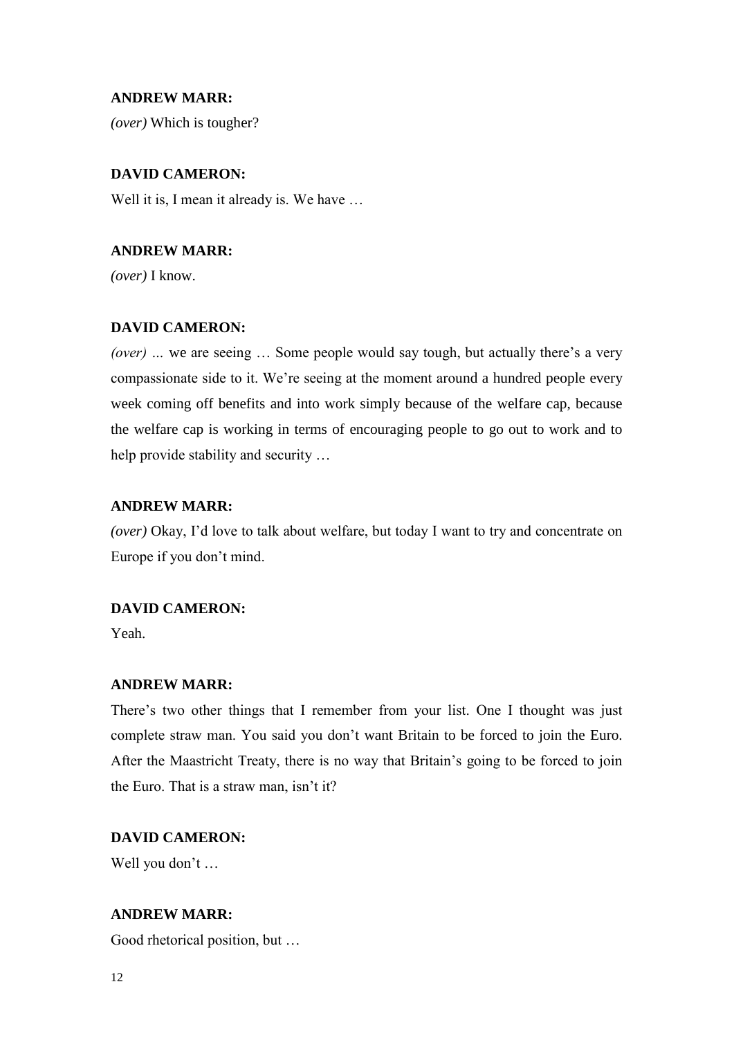**ANDREW MARR:**

*(over)* Which is tougher?

**DAVID CAMERON:**

Well it is, I mean it already is. We have …

**ANDREW MARR:**

*(over)* I know.

**DAVID CAMERON:**

*(over)* ... we are seeing … Some people would say tough, but actually there's a very compassionate side to it. We're seeing at the moment around a hundred people every week coming off benefits and into work simply because of the welfare cap, because the welfare cap is working in terms of encouraging people to go out to work and to help provide stability and security …

**ANDREW MARR:**

*(over)* Okay, I'd love to talk about welfare, but today I want to try and concentrate on Europe if you don't mind.

**DAVID CAMERON:**

Yeah.

**ANDREW MARR:**

There's two other things that I remember from your list. One I thought was just complete straw man. You said you don't want Britain to be forced to join the Euro. After the Maastricht Treaty, there is no way that Britain's going to be forced to join the Euro. That is a straw man, isn't it?

**DAVID CAMERON:**

Well you don't …

**ANDREW MARR:**

Good rhetorical position, but …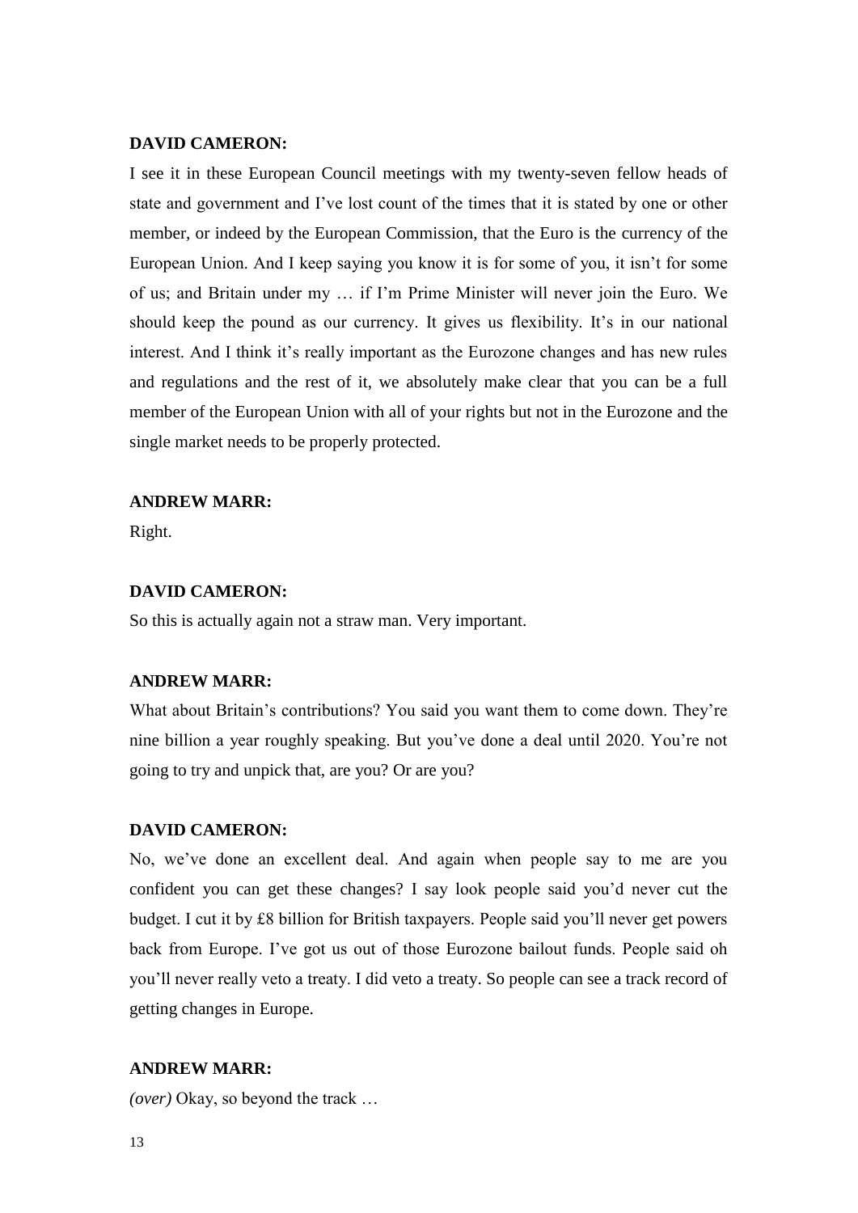**DAVID CAMERON:**

I see it in these European Council meetings with my twenty-seven fellow heads of state and government and I've lost count of the times that it is stated by one or other member, or indeed by the European Commission, that the Euro is the currency of the European Union. And I keep saying you know it is for some of you, it isn't for some of us; and Britain under my … if I'm Prime Minister will never join the Euro. We should keep the pound as our currency. It gives us flexibility. It's in our national interest. And I think it's really important as the Eurozone changes and has new rules and regulations and the rest of it, we absolutely make clear that you can be a full member of the European Union with all of your rights but not in the Eurozone and the single market needs to be properly protected.

**ANDREW MARR:**

Right.

**DAVID CAMERON:**

So this is actually again not a straw man. Very important.

**ANDREW MARR:**

What about Britain's contributions? You said you want them to come down. They're nine billion a year roughly speaking. But you've done a deal until 2020. You're not going to try and unpick that, are you? Or are you?

**DAVID CAMERON:**

No, we've done an excellent deal. And again when people say to me are you confident you can get these changes? I say look people said you'd never cut the budget. I cut it by £8 billion for British taxpayers. People said you'll never get powers back from Europe. I've got us out of those Eurozone bailout funds. People said oh you'll never really veto a treaty. I did veto a treaty. So people can see a track record of getting changes in Europe.

**ANDREW MARR:**

*(over)* Okay, so beyond the track …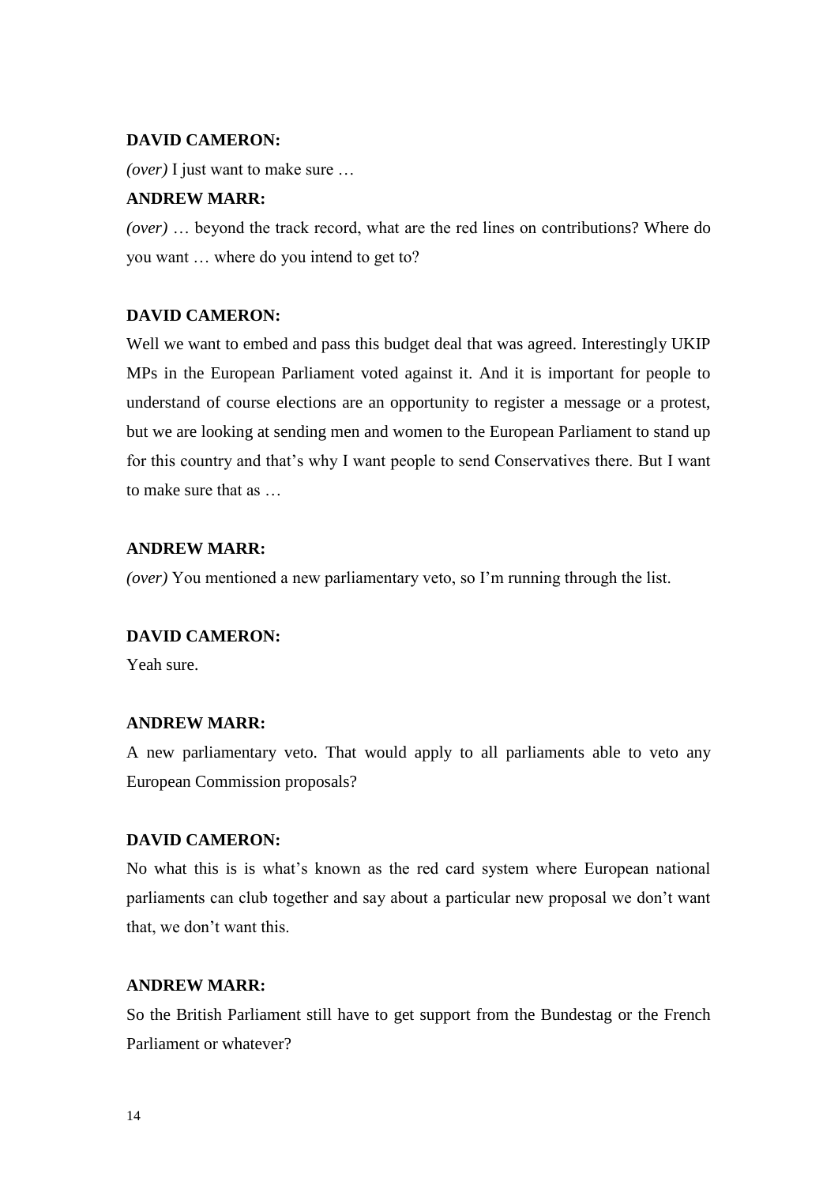**DAVID CAMERON:**

*(over)* I just want to make sure …

**ANDREW MARR:**

*(over)* … beyond the track record, what are the red lines on contributions? Where do you want … where do you intend to get to?

**DAVID CAMERON:**

Well we want to embed and pass this budget deal that was agreed. Interestingly UKIP MPs in the European Parliament voted against it. And it is important for people to understand of course elections are an opportunity to register a message or a protest, but we are looking at sending men and women to the European Parliament to stand up for this country and that's why I want people to send Conservatives there. But I want to make sure that as …

**ANDREW MARR:**

*(over)* You mentioned a new parliamentary veto, so I'm running through the list.

**DAVID CAMERON:**

Yeah sure.

**ANDREW MARR:**

A new parliamentary veto. That would apply to all parliaments able to veto any European Commission proposals?

**DAVID CAMERON:**

No what this is is what's known as the red card system where European national parliaments can club together and say about a particular new proposal we don't want that, we don't want this.

**ANDREW MARR:**

So the British Parliament still have to get support from the Bundestag or the French Parliament or whatever?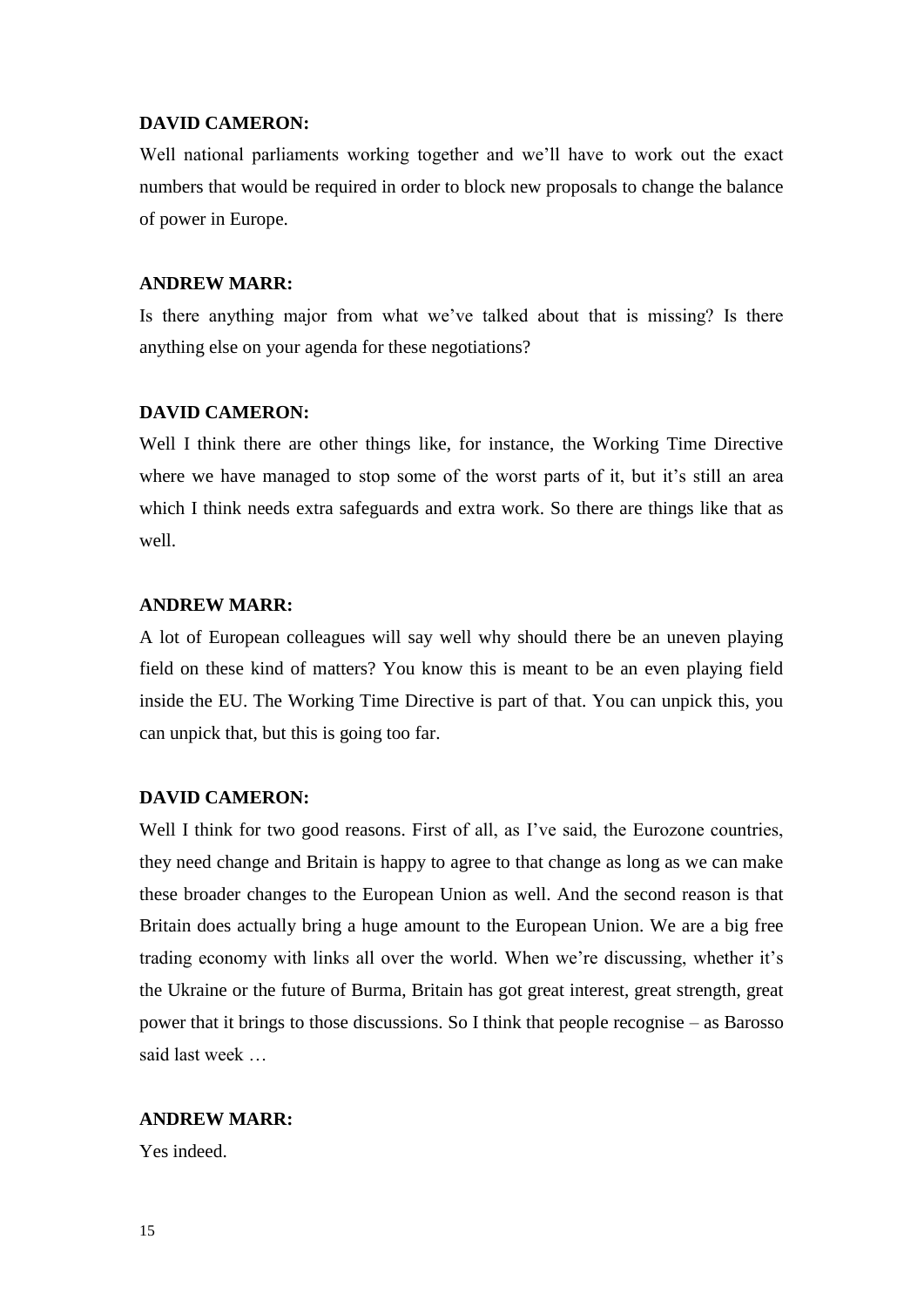**DAVID CAMERON:**

Well national parliaments working together and we'll have to work out the exact numbers that would be required in order to block new proposals to change the balance of power in Europe.

**ANDREW MARR:**

Is there anything major from what we've talked about that is missing? Is there anything else on your agenda for these negotiations?

**DAVID CAMERON:**

Well I think there are other things like, for instance, the Working Time Directive where we have managed to stop some of the worst parts of it, but it's still an area which I think needs extra safeguards and extra work. So there are things like that as well.

**ANDREW MARR:**

A lot of European colleagues will say well why should there be an uneven playing field on these kind of matters? You know this is meant to be an even playing field inside the EU. The Working Time Directive is part of that. You can unpick this, you can unpick that, but this is going too far.

**DAVID CAMERON:**

Well I think for two good reasons. First of all, as I've said, the Eurozone countries, they need change and Britain is happy to agree to that change as long as we can make these broader changes to the European Union as well. And the second reason is that Britain does actually bring a huge amount to the European Union. We are a big free trading economy with links all over the world. When we're discussing, whether it's the Ukraine or the future of Burma, Britain has got great interest, great strength, great power that it brings to those discussions. So I think that people recognise – as Barosso said last week …

**ANDREW MARR:**

Yes indeed.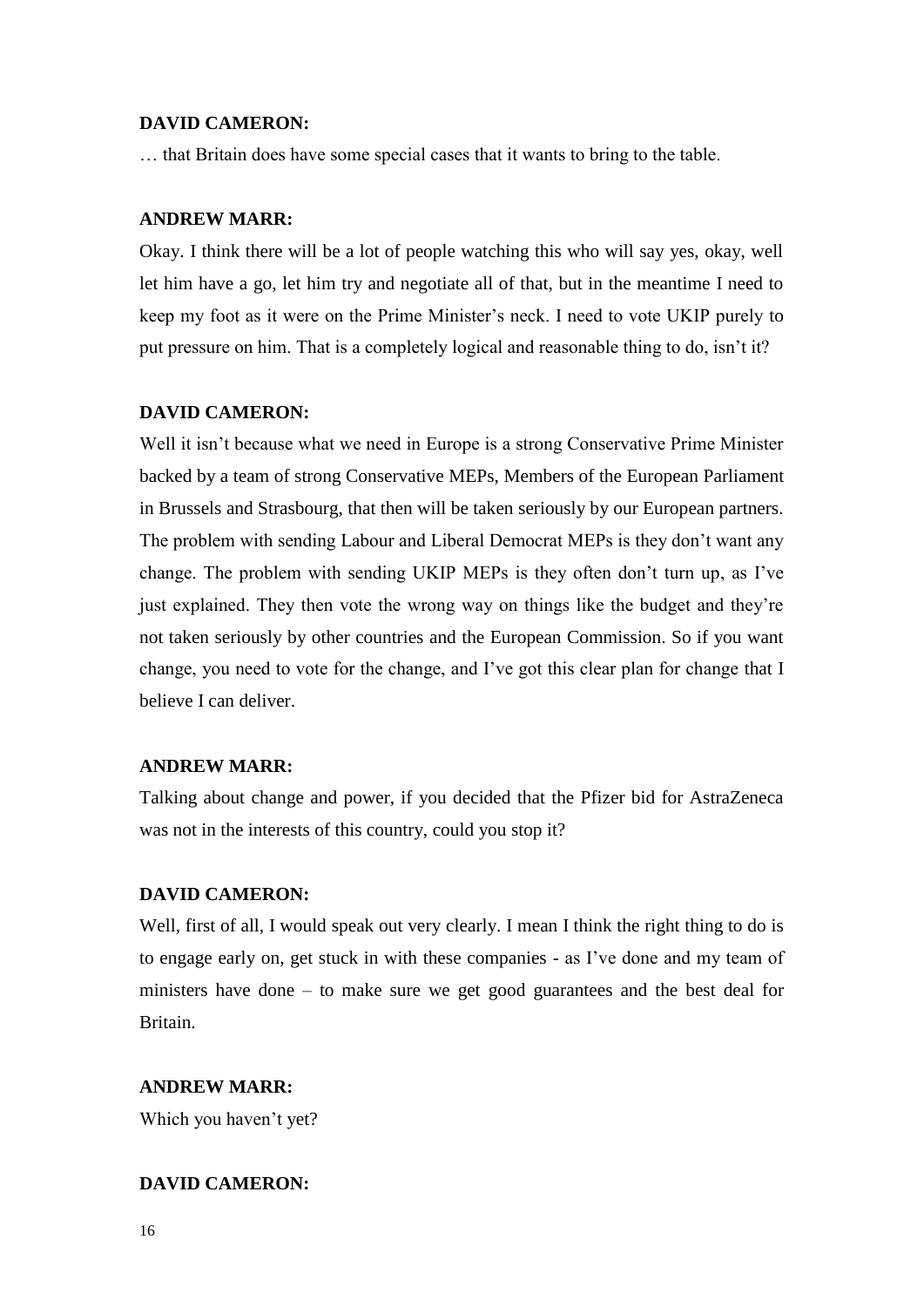**DAVID CAMERON:**

… that Britain does have some special cases that it wants to bring to the table.

**ANDREW MARR:**

Okay. I think there will be a lot of people watching this who will say yes, okay, well let him have a go, let him try and negotiate all of that, but in the meantime I need to keep my foot as it were on the Prime Minister's neck. I need to vote UKIP purely to put pressure on him. That is a completely logical and reasonable thing to do, isn't it?

**DAVID CAMERON:**

Well it isn't because what we need in Europe is a strong Conservative Prime Minister backed by a team of strong Conservative MEPs, Members of the European Parliament in Brussels and Strasbourg, that then will be taken seriously by our European partners. The problem with sending Labour and Liberal Democrat MEPs is they don't want any change. The problem with sending UKIP MEPs is they often don't turn up, as I've just explained. They then vote the wrong way on things like the budget and they're not taken seriously by other countries and the European Commission. So if you want change, you need to vote for the change, and I've got this clear plan for change that I believe I can deliver.

**ANDREW MARR:**

Talking about change and power, if you decided that the Pfizer bid for AstraZeneca was not in the interests of this country, could you stop it?

**DAVID CAMERON:**

Well, first of all, I would speak out very clearly. I mean I think the right thing to do is to engage early on, get stuck in with these companies - as I've done and my team of ministers have done – to make sure we get good guarantees and the best deal for Britain.

**ANDREW MARR:**

Which you haven't yet?

**DAVID CAMERON:**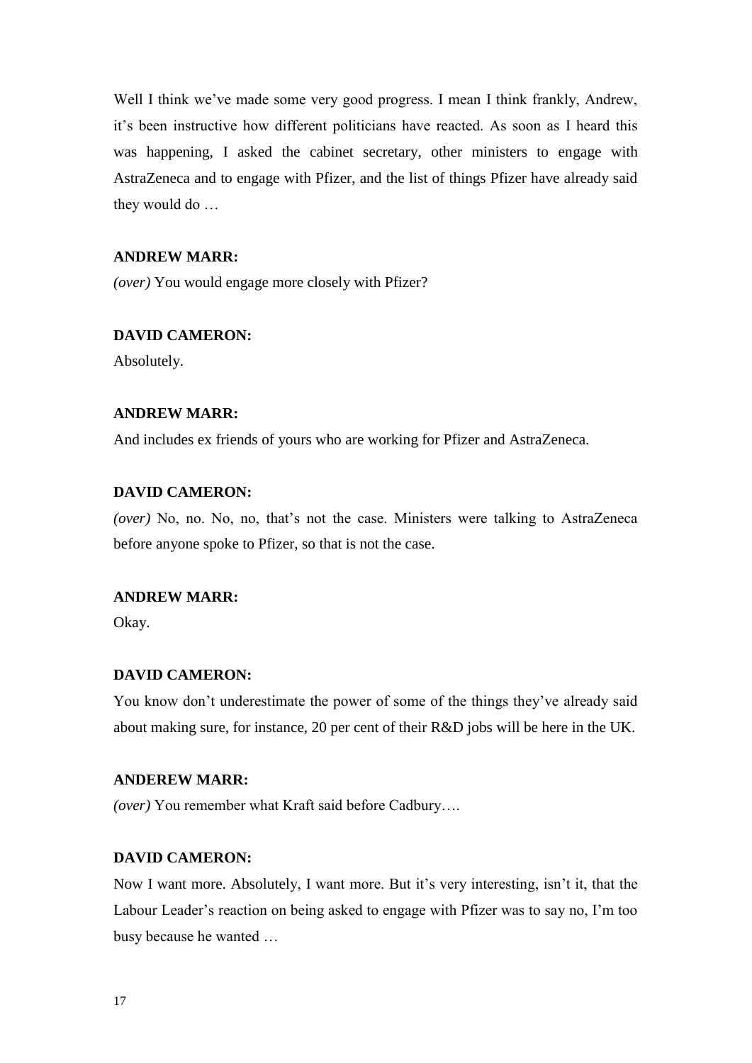Well I think we've made some very good progress. I mean I think frankly, Andrew, it's been instructive how different politicians have reacted. As soon as I heard this was happening, I asked the cabinet secretary, other ministers to engage with AstraZeneca and to engage with Pfizer, and the list of things Pfizer have already said they would do …

**ANDREW MARR:**

*(over)* You would engage more closely with Pfizer?

**DAVID CAMERON:**

Absolutely.

**ANDREW MARR:**

And includes ex friends of yours who are working for Pfizer and AstraZeneca.

**DAVID CAMERON:**

*(over)* No, no. No, no, that's not the case. Ministers were talking to AstraZeneca before anyone spoke to Pfizer, so that is not the case.

**ANDREW MARR:**

Okay.

**DAVID CAMERON:**

You know don't underestimate the power of some of the things they've already said about making sure, for instance, 20 per cent of their R&D jobs will be here in the UK.

**ANDEREW MARR:**

*(over)* You remember what Kraft said before Cadbury….

**DAVID CAMERON:**

Now I want more. Absolutely, I want more. But it's very interesting, isn't it, that the Labour Leader's reaction on being asked to engage with Pfizer was to say no, I'm too busy because he wanted …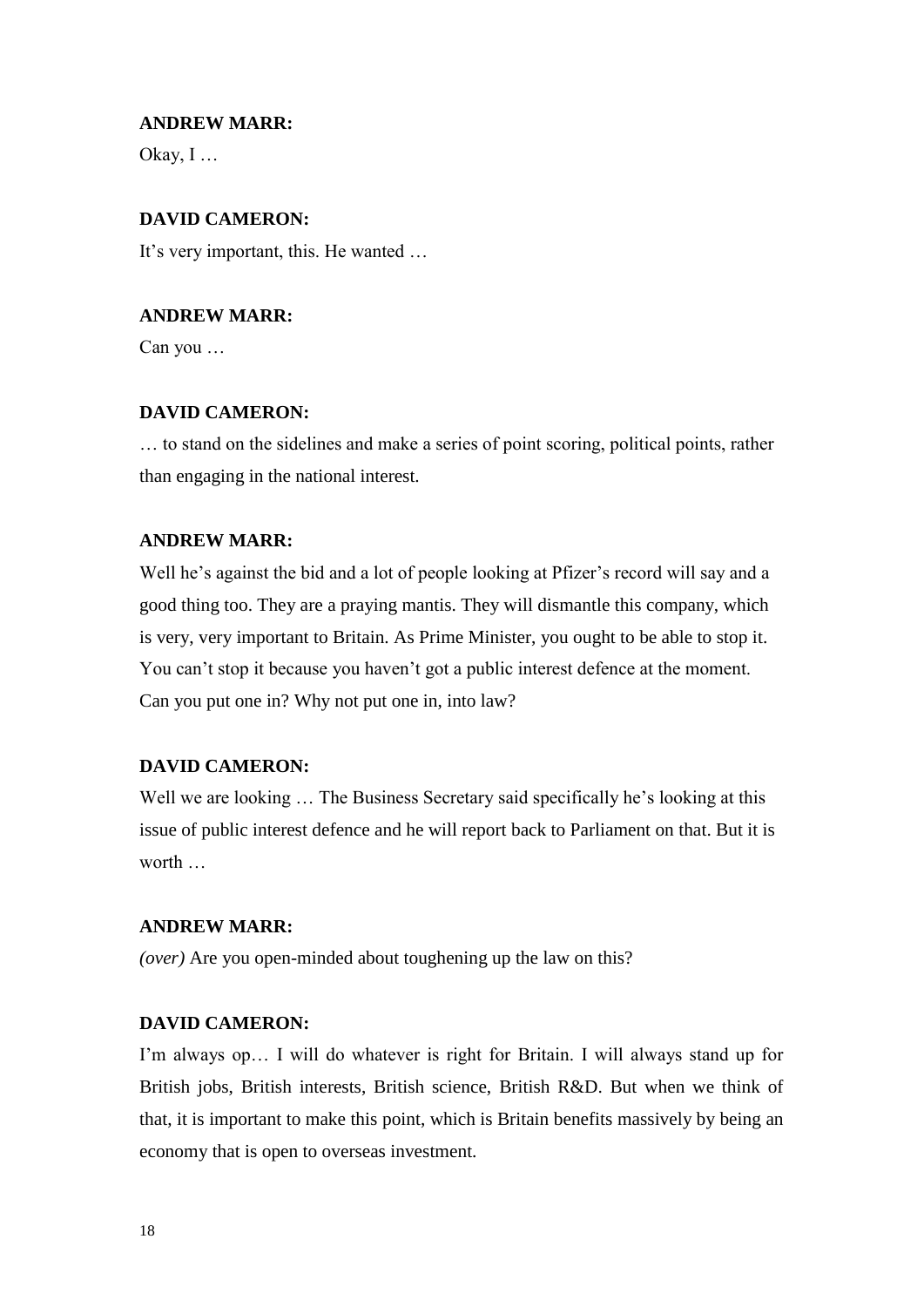**ANDREW MARR:**

Okay, I …

**DAVID CAMERON:**

It's very important, this. He wanted …

**ANDREW MARR:**

Can you …

**DAVID CAMERON:**

… to stand on the sidelines and make a series of point scoring, political points, rather than engaging in the national interest.

**ANDREW MARR:**

Well he's against the bid and a lot of people looking at Pfizer's record will say and a good thing too. They are a praying mantis. They will dismantle this company, which is very, very important to Britain. As Prime Minister, you ought to be able to stop it. You can't stop it because you haven't got a public interest defence at the moment. Can you put one in? Why not put one in, into law?

**DAVID CAMERON:**

Well we are looking … The Business Secretary said specifically he's looking at this issue of public interest defence and he will report back to Parliament on that. But it is worth …

**ANDREW MARR:**

*(over)* Are you open-minded about toughening up the law on this?

**DAVID CAMERON:**

I'm always op… I will do whatever is right for Britain. I will always stand up for British jobs, British interests, British science, British R&D. But when we think of that, it is important to make this point, which is Britain benefits massively by being an economy that is open to overseas investment.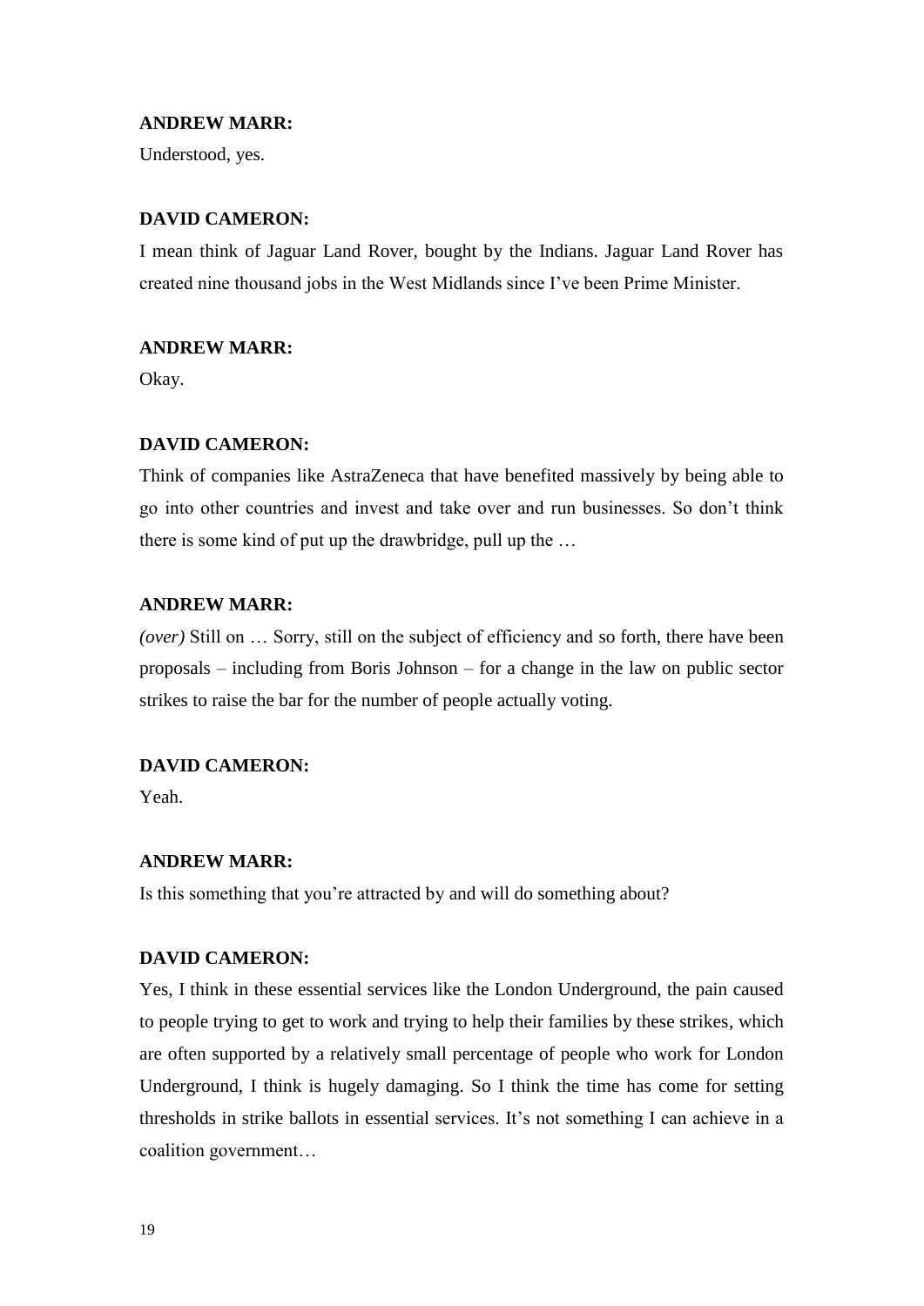**ANDREW MARR:**

Understood, yes.

**DAVID CAMERON:**

I mean think of Jaguar Land Rover, bought by the Indians. Jaguar Land Rover has created nine thousand jobs in the West Midlands since I've been Prime Minister.

**ANDREW MARR:**

Okay.

**DAVID CAMERON:**

Think of companies like AstraZeneca that have benefited massively by being able to go into other countries and invest and take over and run businesses. So don't think there is some kind of put up the drawbridge, pull up the …

**ANDREW MARR:**

*(over)* Still on … Sorry, still on the subject of efficiency and so forth, there have been proposals – including from Boris Johnson – for a change in the law on public sector strikes to raise the bar for the number of people actually voting.

**DAVID CAMERON:**

Yeah.

**ANDREW MARR:**

Is this something that you're attracted by and will do something about?

**DAVID CAMERON:**

Yes, I think in these essential services like the London Underground, the pain caused to people trying to get to work and trying to help their families by these strikes, which are often supported by a relatively small percentage of people who work for London Underground, I think is hugely damaging. So I think the time has come for setting thresholds in strike ballots in essential services. It's not something I can achieve in a coalition government…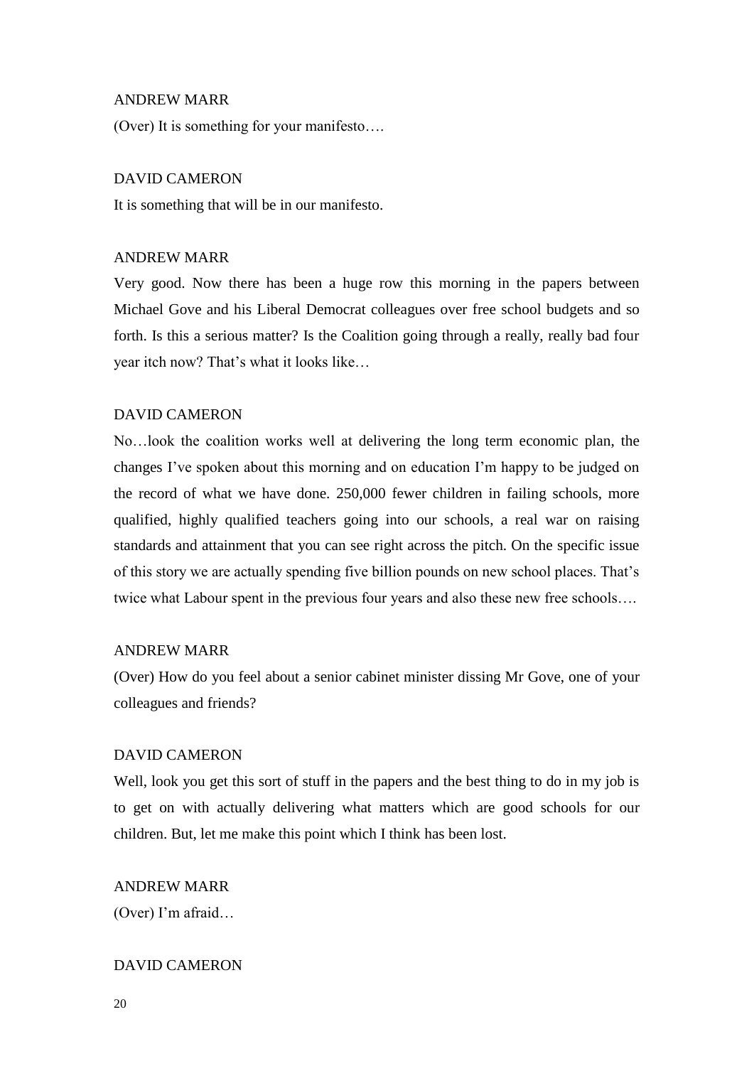ANDREW MARR

(Over) It is something for your manifesto….

DAVID CAMERON

It is something that will be in our manifesto.

ANDREW MARR

Very good. Now there has been a huge row this morning in the papers between Michael Gove and his Liberal Democrat colleagues over free school budgets and so forth. Is this a serious matter? Is the Coalition going through a really, really bad four year itch now? That's what it looks like…

DAVID CAMERON

No…look the coalition works well at delivering the long term economic plan, the changes I've spoken about this morning and on education I'm happy to be judged on the record of what we have done. 250,000 fewer children in failing schools, more qualified, highly qualified teachers going into our schools, a real war on raising standards and attainment that you can see right across the pitch. On the specific issue of this story we are actually spending five billion pounds on new school places. That's twice what Labour spent in the previous four years and also these new free schools….

ANDREW MARR

(Over) How do you feel about a senior cabinet minister dissing Mr Gove, one of your colleagues and friends?

DAVID CAMERON

Well, look you get this sort of stuff in the papers and the best thing to do in my job is to get on with actually delivering what matters which are good schools for our children. But, let me make this point which I think has been lost.

ANDREW MARR

(Over) I'm afraid…

DAVID CAMERON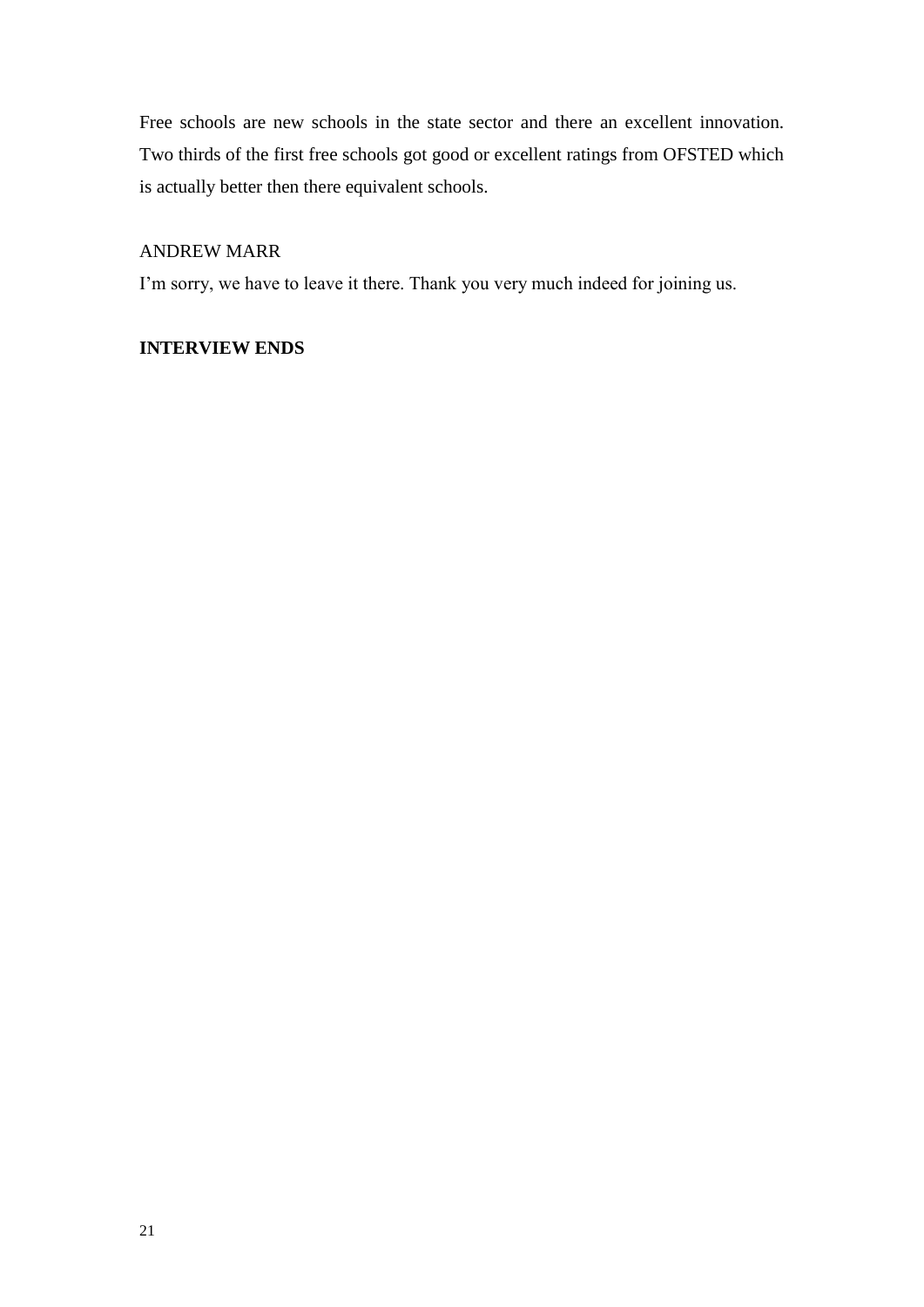Free schools are new schools in the state sector and there an excellent innovation. Two thirds of the first free schools got good or excellent ratings from OFSTED which is actually better then there equivalent schools.

ANDREW MARR

I'm sorry, we have to leave it there. Thank you very much indeed for joining us.

**INTERVIEW ENDS**